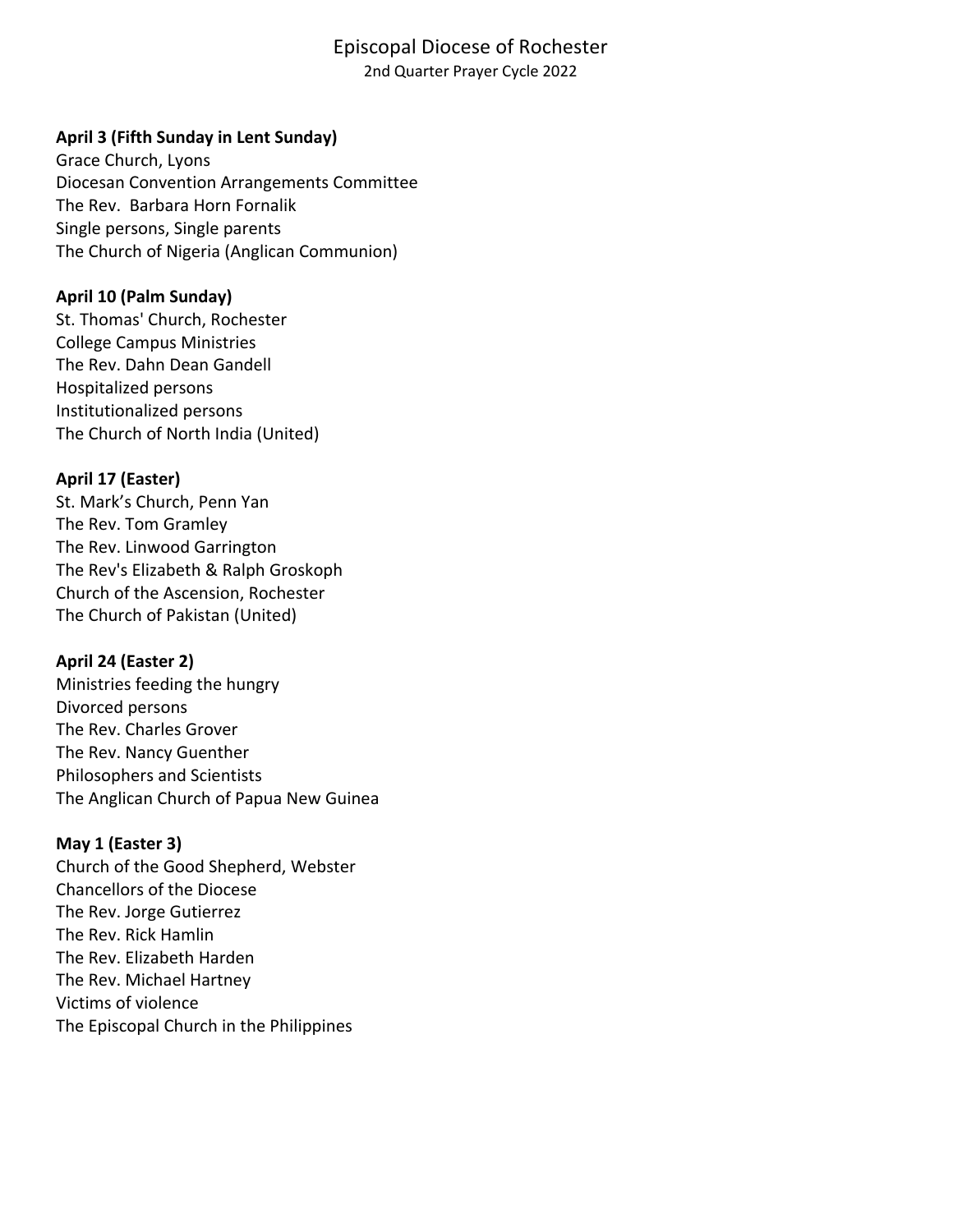# Episcopal Diocese of Rochester

2nd Quarter Prayer Cycle 2022

**April 3 (Fifth Sunday in Lent Sunday)**
Grace Church, Lyons
Diocesan Convention Arrangements Committee
The Rev.  Barbara Horn Fornalik
Single persons, Single parents
The Church of Nigeria (Anglican Communion)

**April 10 (Palm Sunday)**
St. Thomas' Church, Rochester
College Campus Ministries
The Rev. Dahn Dean Gandell
Hospitalized persons
Institutionalized persons
The Church of North India (United)

**April 17 (Easter)**
St. Mark's Church, Penn Yan
The Rev. Tom Gramley
The Rev. Linwood Garrington
The Rev's Elizabeth & Ralph Groskoph
Church of the Ascension, Rochester
The Church of Pakistan (United)

**April 24 (Easter 2)**
Ministries feeding the hungry
Divorced persons
The Rev. Charles Grover
The Rev. Nancy Guenther
Philosophers and Scientists
The Anglican Church of Papua New Guinea

**May 1 (Easter 3)**
Church of the Good Shepherd, Webster
Chancellors of the Diocese
The Rev. Jorge Gutierrez
The Rev. Rick Hamlin
The Rev. Elizabeth Harden
The Rev. Michael Hartney
Victims of violence
The Episcopal Church in the Philippines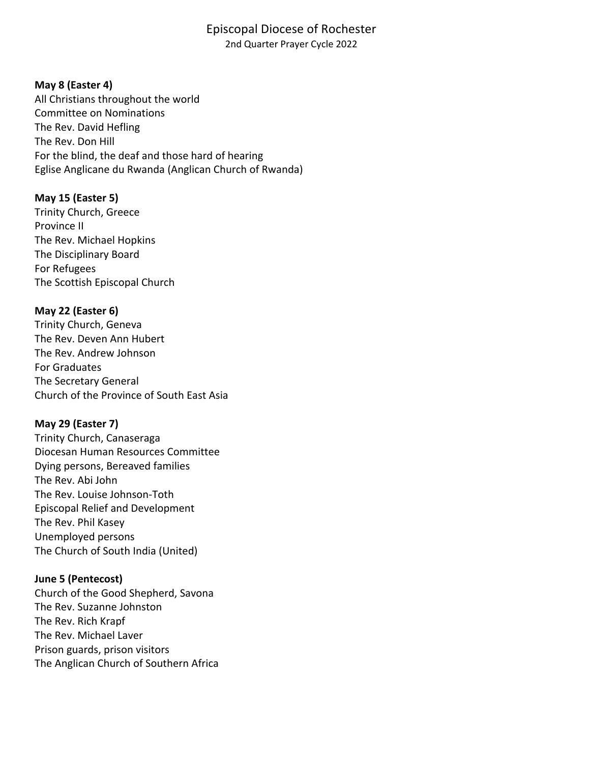# Episcopal Diocese of Rochester

2nd Quarter Prayer Cycle 2022

**May 8 (Easter 4)**
All Christians throughout the world
Committee on Nominations
The Rev. David Hefling
The Rev. Don Hill
For the blind, the deaf and those hard of hearing
Eglise Anglicane du Rwanda (Anglican Church of Rwanda)

**May 15 (Easter 5)**
Trinity Church, Greece
Province II
The Rev. Michael Hopkins
The Disciplinary Board
For Refugees
The Scottish Episcopal Church

**May 22 (Easter 6)**
Trinity Church, Geneva
The Rev. Deven Ann Hubert
The Rev. Andrew Johnson
For Graduates
The Secretary General
Church of the Province of South East Asia

**May 29 (Easter 7)**
Trinity Church, Canaseraga
Diocesan Human Resources Committee
Dying persons, Bereaved families
The Rev. Abi John
The Rev. Louise Johnson-Toth
Episcopal Relief and Development
The Rev. Phil Kasey
Unemployed persons
The Church of South India (United)

**June 5 (Pentecost)**
Church of the Good Shepherd, Savona
The Rev. Suzanne Johnston
The Rev. Rich Krapf
The Rev. Michael Laver
Prison guards, prison visitors
The Anglican Church of Southern Africa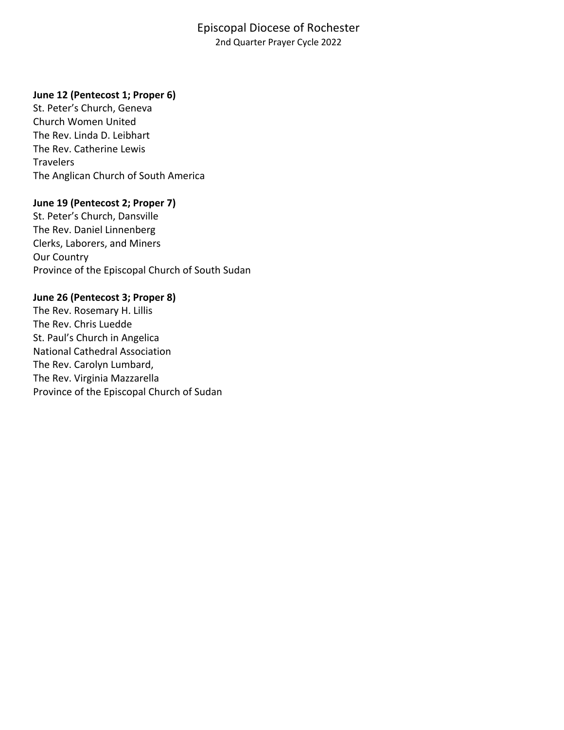**June 12 (Pentecost 1; Proper 6)**
St. Peter's Church, Geneva
Church Women United
The Rev. Linda D. Leibhart
The Rev. Catherine Lewis
Travelers
The Anglican Church of South America

**June 19 (Pentecost 2; Proper 7)**
St. Peter's Church, Dansville
The Rev. Daniel Linnenberg
Clerks, Laborers, and Miners
Our Country
Province of the Episcopal Church of South Sudan

**June 26 (Pentecost 3; Proper 8)**
The Rev. Rosemary H. Lillis
The Rev. Chris Luedde
St. Paul's Church in Angelica
National Cathedral Association
The Rev. Carolyn Lumbard,
The Rev. Virginia Mazzarella
Province of the Episcopal Church of Sudan